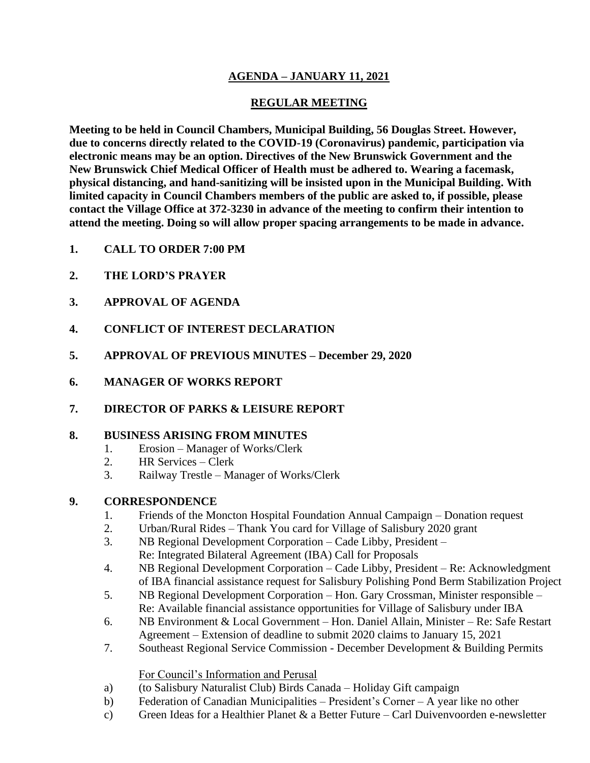# AGENDA – JANUARY 11, 2021

## REGULAR MEETING

**Meeting to be held in Council Chambers, Municipal Building, 56 Douglas Street. However, due to concerns directly related to the COVID-19 (Coronavirus) pandemic, participation via electronic means may be an option. Directives of the New Brunswick Government and the New Brunswick Chief Medical Officer of Health must be adhered to. Wearing a facemask, physical distancing, and hand-sanitizing will be insisted upon in the Municipal Building. With limited capacity in Council Chambers members of the public are asked to, if possible, please contact the Village Office at 372-3230 in advance of the meeting to confirm their intention to attend the meeting. Doing so will allow proper spacing arrangements to be made in advance.**

**1. CALL TO ORDER 7:00 PM**

**2. THE LORD'S PRAYER**

**3. APPROVAL OF AGENDA**

**4. CONFLICT OF INTEREST DECLARATION**

**5. APPROVAL OF PREVIOUS MINUTES – December 29, 2020**

**6. MANAGER OF WORKS REPORT**

**7. DIRECTOR OF PARKS & LEISURE REPORT**

**8. BUSINESS ARISING FROM MINUTES**

1. Erosion – Manager of Works/Clerk
2. HR Services – Clerk
3. Railway Trestle – Manager of Works/Clerk

**9. CORRESPONDENCE**

1. Friends of the Moncton Hospital Foundation Annual Campaign – Donation request
2. Urban/Rural Rides – Thank You card for Village of Salisbury 2020 grant
3. NB Regional Development Corporation – Cade Libby, President – Re: Integrated Bilateral Agreement (IBA) Call for Proposals
4. NB Regional Development Corporation – Cade Libby, President – Re: Acknowledgment of IBA financial assistance request for Salisbury Polishing Pond Berm Stabilization Project
5. NB Regional Development Corporation – Hon. Gary Crossman, Minister responsible – Re: Available financial assistance opportunities for Village of Salisbury under IBA
6. NB Environment & Local Government – Hon. Daniel Allain, Minister – Re: Safe Restart Agreement – Extension of deadline to submit 2020 claims to January 15, 2021
7. Southeast Regional Service Commission - December Development & Building Permits

For Council's Information and Perusal

a) (to Salisbury Naturalist Club) Birds Canada – Holiday Gift campaign
b) Federation of Canadian Municipalities – President's Corner – A year like no other
c) Green Ideas for a Healthier Planet & a Better Future – Carl Duivenvoorden e-newsletter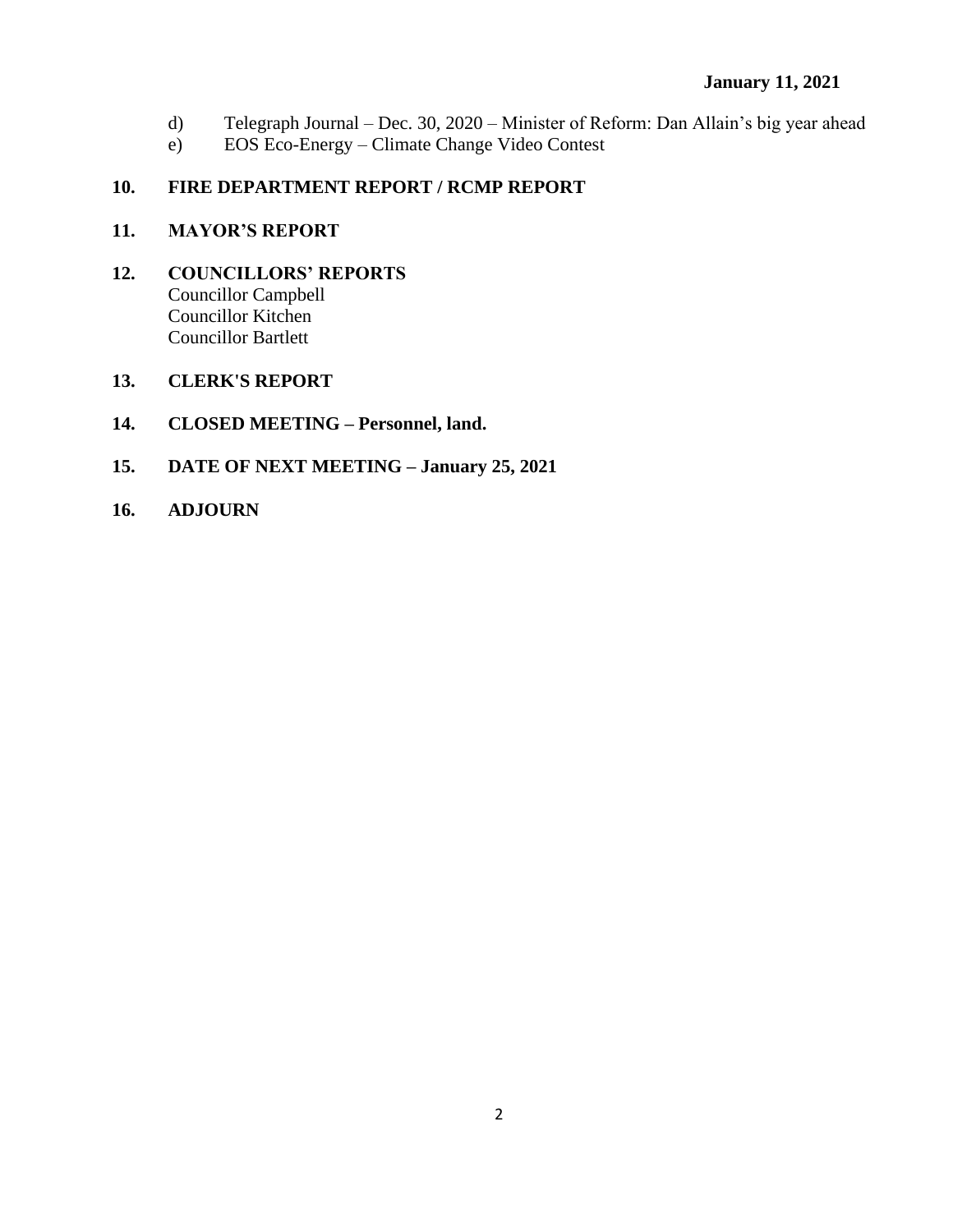d) Telegraph Journal – Dec. 30, 2020 – Minister of Reform: Dan Allain's big year ahead
e) EOS Eco-Energy – Climate Change Video Contest

**10. FIRE DEPARTMENT REPORT / RCMP REPORT**

**11. MAYOR'S REPORT**

**12. COUNCILLORS' REPORTS**
Councillor Campbell
Councillor Kitchen
Councillor Bartlett

**13. CLERK'S REPORT**

**14. CLOSED MEETING – Personnel, land.**

**15. DATE OF NEXT MEETING – January 25, 2021**

**16. ADJOURN**